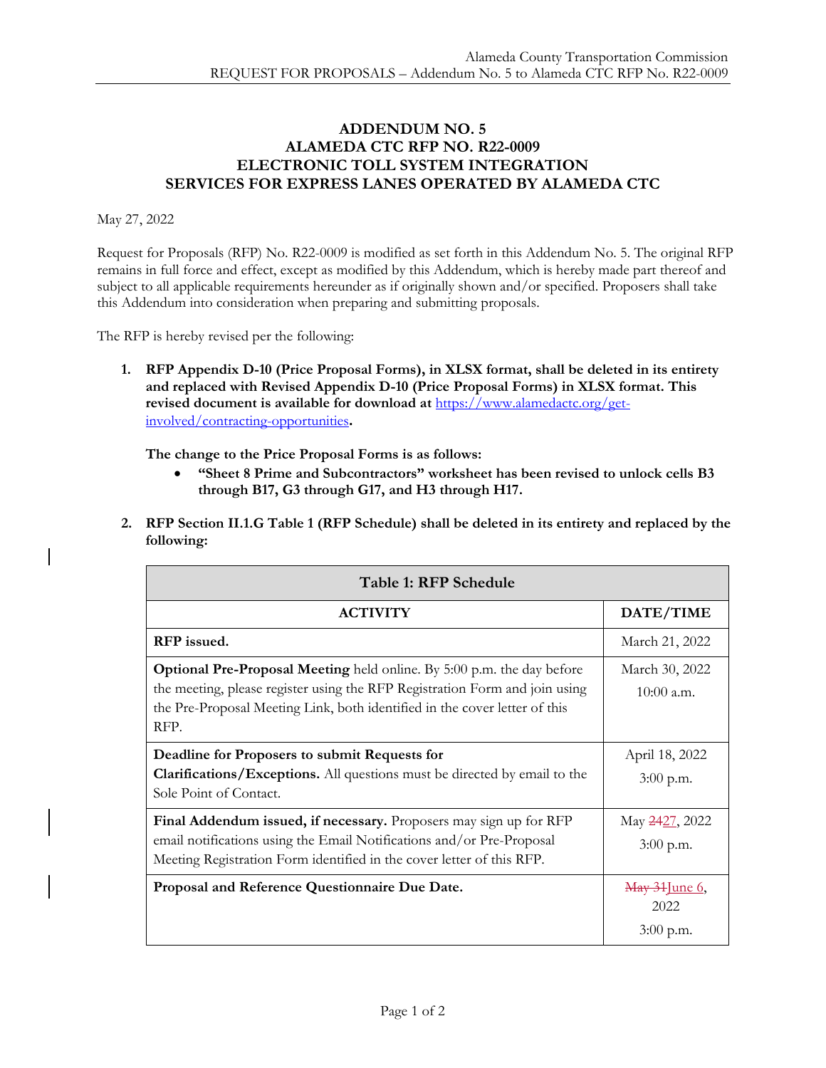# ADDENDUM NO. 5
# ALAMEDA CTC RFP NO. R22-0009
# ELECTRONIC TOLL SYSTEM INTEGRATION SERVICES FOR EXPRESS LANES OPERATED BY ALAMEDA CTC

May 27, 2022

Request for Proposals (RFP) No. R22-0009 is modified as set forth in this Addendum No. 5. The original RFP remains in full force and effect, except as modified by this Addendum, which is hereby made part thereof and subject to all applicable requirements hereunder as if originally shown and/or specified. Proposers shall take this Addendum into consideration when preparing and submitting proposals.

The RFP is hereby revised per the following:

1. **RFP Appendix D-10 (Price Proposal Forms), in XLSX format, shall be deleted in its entirety and replaced with Revised Appendix D-10 (Price Proposal Forms) in XLSX format. This revised document is available for download at [https://www.alamedactc.org/get-involved/contracting-opportunities](https://www.alamedactc.org/get-involved/contracting-opportunities).**

   **The change to the Price Proposal Forms is as follows:**

   - **"Sheet 8 Prime and Subcontractors" worksheet has been revised to unlock cells B3 through B17, G3 through G17, and H3 through H17.**

2. **RFP Section II.1.G Table 1 (RFP Schedule) shall be deleted in its entirety and replaced by the following:**

| Table 1: RFP Schedule | |
|---|---|
| **ACTIVITY** | **DATE/TIME** |
| **RFP issued.** | March 21, 2022 |
| **Optional Pre-Proposal Meeting** held online. By 5:00 p.m. the day before the meeting, please register using the RFP Registration Form and join using the Pre-Proposal Meeting Link, both identified in the cover letter of this RFP. | March 30, 2022<br>10:00 a.m. |
| **Deadline for Proposers to submit Requests for Clarifications/Exceptions.** All questions must be directed by email to the Sole Point of Contact. | April 18, 2022<br>3:00 p.m. |
| **Final Addendum issued, if necessary.** Proposers may sign up for RFP email notifications using the Email Notifications and/or Pre-Proposal Meeting Registration Form identified in the cover letter of this RFP. | May ~~24~~27, 2022<br>3:00 p.m. |
| **Proposal and Reference Questionnaire Due Date.** | ~~May 31~~June 6, 2022<br>3:00 p.m. |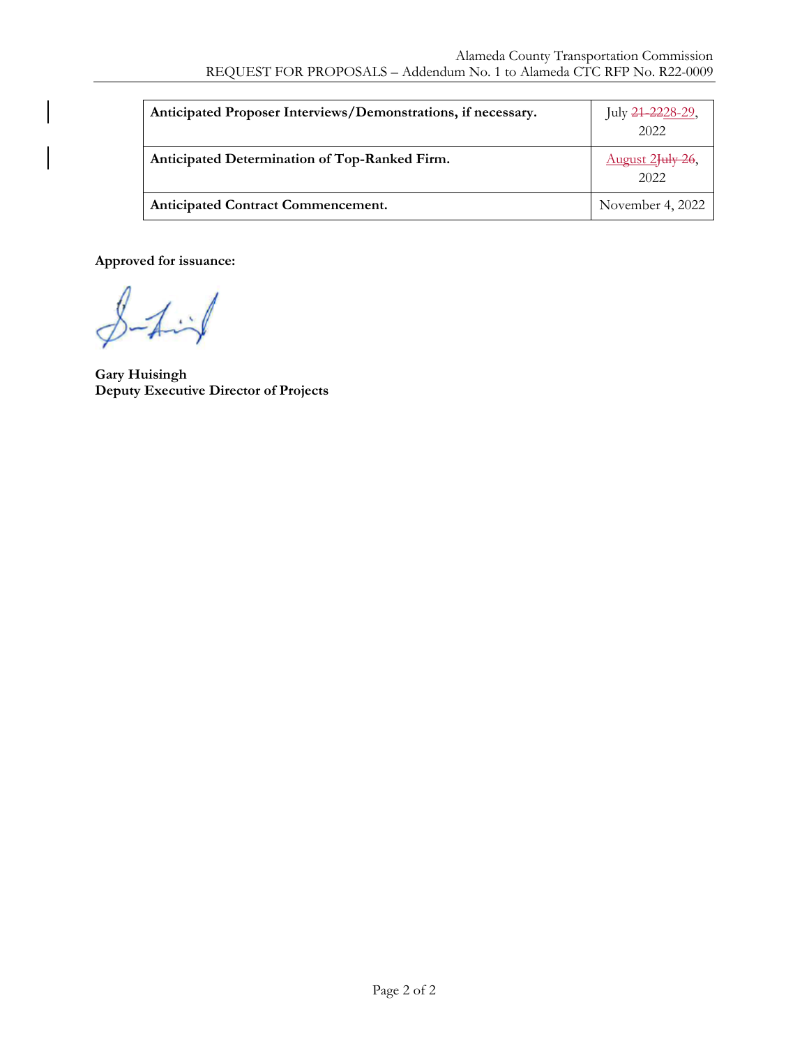| | |
|---|---|
| **Anticipated Proposer Interviews/Demonstrations, if necessary.** | July ~~21-22~~28-29, 2022 |
| **Anticipated Determination of Top-Ranked Firm.** | August 2~~July 26~~, 2022 |
| **Anticipated Contract Commencement.** | November 4, 2022 |

**Approved for issuance:**

**Gary Huisingh**
**Deputy Executive Director of Projects**